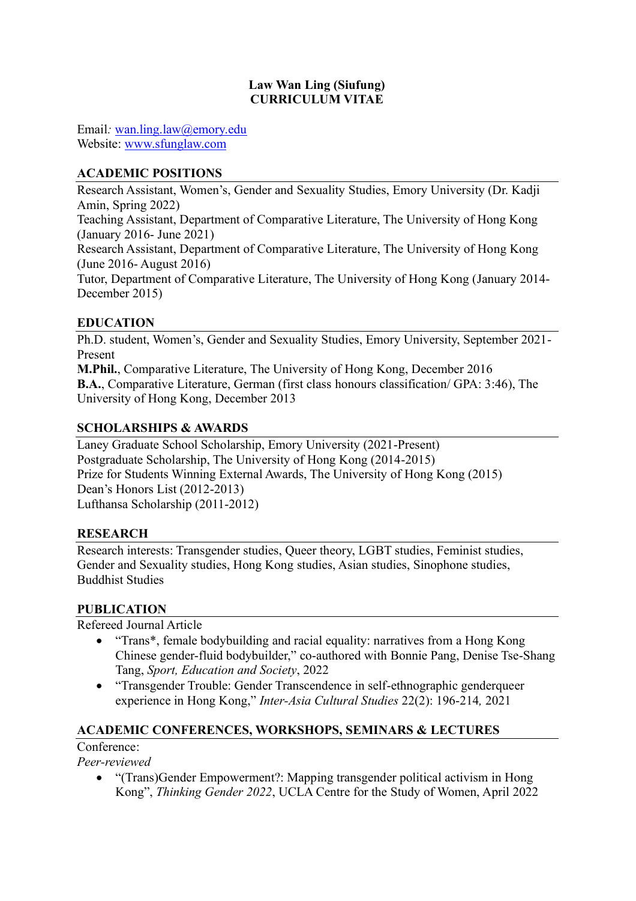# Law Wan Ling (Siufung)
# CURRICULUM VITAE

Email*:* wan.ling.law@emory.edu
Website: www.sfunglaw.com

## ACADEMIC POSITIONS

Research Assistant, Women's, Gender and Sexuality Studies, Emory University (Dr. Kadji Amin, Spring 2022)
Teaching Assistant, Department of Comparative Literature, The University of Hong Kong (January 2016- June 2021)
Research Assistant, Department of Comparative Literature, The University of Hong Kong (June 2016- August 2016)
Tutor, Department of Comparative Literature, The University of Hong Kong (January 2014- December 2015)

## EDUCATION

Ph.D. student, Women's, Gender and Sexuality Studies, Emory University, September 2021- Present
**M.Phil.**, Comparative Literature, The University of Hong Kong, December 2016
**B.A.**, Comparative Literature, German (first class honours classification/ GPA: 3:46), The University of Hong Kong, December 2013

## SCHOLARSHIPS & AWARDS

Laney Graduate School Scholarship, Emory University (2021-Present)
Postgraduate Scholarship, The University of Hong Kong (2014-2015)
Prize for Students Winning External Awards, The University of Hong Kong (2015)
Dean's Honors List (2012-2013)
Lufthansa Scholarship (2011-2012)

## RESEARCH

Research interests: Transgender studies, Queer theory, LGBT studies, Feminist studies, Gender and Sexuality studies, Hong Kong studies, Asian studies, Sinophone studies, Buddhist Studies

## PUBLICATION

Refereed Journal Article

- "Trans*, female bodybuilding and racial equality: narratives from a Hong Kong Chinese gender-fluid bodybuilder," co-authored with Bonnie Pang, Denise Tse-Shang Tang, *Sport, Education and Society*, 2022
- "Transgender Trouble: Gender Transcendence in self-ethnographic genderqueer experience in Hong Kong," *Inter-Asia Cultural Studies* 22(2): 196-214*,* 2021

## ACADEMIC CONFERENCES, WORKSHOPS, SEMINARS & LECTURES

Conference:

*Peer-reviewed*

- "(Trans)Gender Empowerment?: Mapping transgender political activism in Hong Kong", *Thinking Gender 2022*, UCLA Centre for the Study of Women, April 2022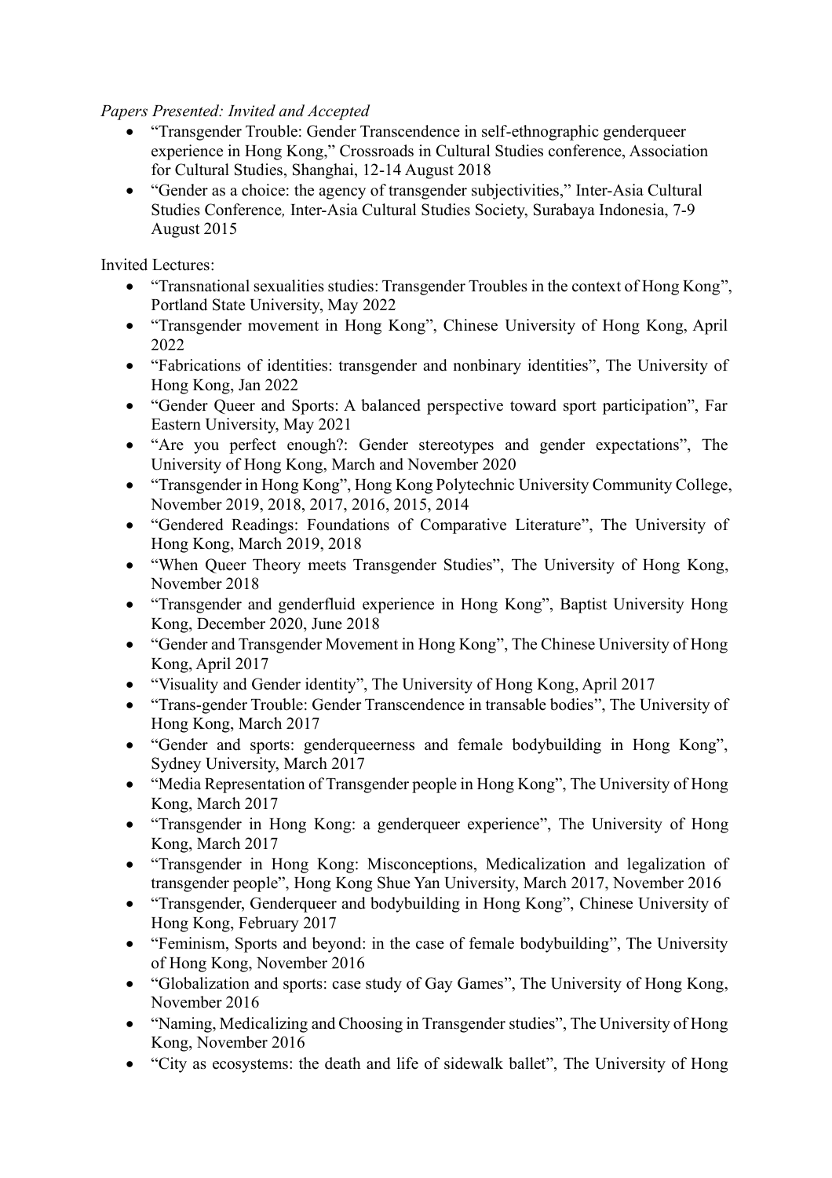*Papers Presented: Invited and Accepted*

- "Transgender Trouble: Gender Transcendence in self-ethnographic genderqueer experience in Hong Kong," Crossroads in Cultural Studies conference, Association for Cultural Studies, Shanghai, 12-14 August 2018
- "Gender as a choice: the agency of transgender subjectivities," Inter-Asia Cultural Studies Conference*,* Inter-Asia Cultural Studies Society, Surabaya Indonesia, 7-9 August 2015

Invited Lectures:

- "Transnational sexualities studies: Transgender Troubles in the context of Hong Kong", Portland State University, May 2022
- "Transgender movement in Hong Kong", Chinese University of Hong Kong, April 2022
- "Fabrications of identities: transgender and nonbinary identities", The University of Hong Kong, Jan 2022
- "Gender Queer and Sports: A balanced perspective toward sport participation", Far Eastern University, May 2021
- "Are you perfect enough?: Gender stereotypes and gender expectations", The University of Hong Kong, March and November 2020
- "Transgender in Hong Kong", Hong Kong Polytechnic University Community College, November 2019, 2018, 2017, 2016, 2015, 2014
- "Gendered Readings: Foundations of Comparative Literature", The University of Hong Kong, March 2019, 2018
- "When Queer Theory meets Transgender Studies", The University of Hong Kong, November 2018
- "Transgender and genderfluid experience in Hong Kong", Baptist University Hong Kong, December 2020, June 2018
- "Gender and Transgender Movement in Hong Kong", The Chinese University of Hong Kong, April 2017
- "Visuality and Gender identity", The University of Hong Kong, April 2017
- "Trans-gender Trouble: Gender Transcendence in transable bodies", The University of Hong Kong, March 2017
- "Gender and sports: genderqueerness and female bodybuilding in Hong Kong", Sydney University, March 2017
- "Media Representation of Transgender people in Hong Kong", The University of Hong Kong, March 2017
- "Transgender in Hong Kong: a genderqueer experience", The University of Hong Kong, March 2017
- "Transgender in Hong Kong: Misconceptions, Medicalization and legalization of transgender people", Hong Kong Shue Yan University, March 2017, November 2016
- "Transgender, Genderqueer and bodybuilding in Hong Kong", Chinese University of Hong Kong, February 2017
- "Feminism, Sports and beyond: in the case of female bodybuilding", The University of Hong Kong, November 2016
- "Globalization and sports: case study of Gay Games", The University of Hong Kong, November 2016
- "Naming, Medicalizing and Choosing in Transgender studies", The University of Hong Kong, November 2016
- "City as ecosystems: the death and life of sidewalk ballet", The University of Hong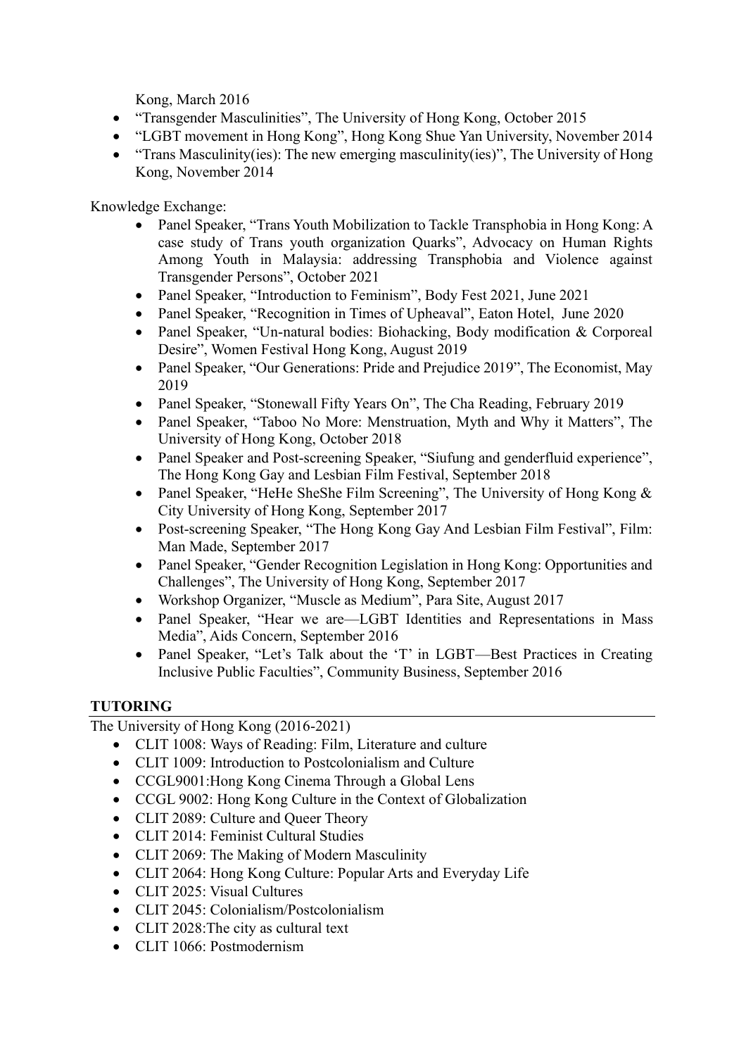Kong, March 2016
- "Transgender Masculinities", The University of Hong Kong, October 2015
- "LGBT movement in Hong Kong", Hong Kong Shue Yan University, November 2014
- "Trans Masculinity(ies): The new emerging masculinity(ies)", The University of Hong Kong, November 2014

Knowledge Exchange:

- Panel Speaker, "Trans Youth Mobilization to Tackle Transphobia in Hong Kong: A case study of Trans youth organization Quarks", Advocacy on Human Rights Among Youth in Malaysia: addressing Transphobia and Violence against Transgender Persons", October 2021
- Panel Speaker, "Introduction to Feminism", Body Fest 2021, June 2021
- Panel Speaker, "Recognition in Times of Upheaval", Eaton Hotel, June 2020
- Panel Speaker, "Un-natural bodies: Biohacking, Body modification & Corporeal Desire", Women Festival Hong Kong, August 2019
- Panel Speaker, "Our Generations: Pride and Prejudice 2019", The Economist, May 2019
- Panel Speaker, "Stonewall Fifty Years On", The Cha Reading, February 2019
- Panel Speaker, "Taboo No More: Menstruation, Myth and Why it Matters", The University of Hong Kong, October 2018
- Panel Speaker and Post-screening Speaker, "Siufung and genderfluid experience", The Hong Kong Gay and Lesbian Film Festival, September 2018
- Panel Speaker, "HeHe SheShe Film Screening", The University of Hong Kong & City University of Hong Kong, September 2017
- Post-screening Speaker, "The Hong Kong Gay And Lesbian Film Festival", Film: Man Made, September 2017
- Panel Speaker, "Gender Recognition Legislation in Hong Kong: Opportunities and Challenges", The University of Hong Kong, September 2017
- Workshop Organizer, "Muscle as Medium", Para Site, August 2017
- Panel Speaker, "Hear we are—LGBT Identities and Representations in Mass Media", Aids Concern, September 2016
- Panel Speaker, "Let's Talk about the 'T' in LGBT—Best Practices in Creating Inclusive Public Faculties", Community Business, September 2016

## TUTORING

The University of Hong Kong (2016-2021)

- CLIT 1008: Ways of Reading: Film, Literature and culture
- CLIT 1009: Introduction to Postcolonialism and Culture
- CCGL9001:Hong Kong Cinema Through a Global Lens
- CCGL 9002: Hong Kong Culture in the Context of Globalization
- CLIT 2089: Culture and Queer Theory
- CLIT 2014: Feminist Cultural Studies
- CLIT 2069: The Making of Modern Masculinity
- CLIT 2064: Hong Kong Culture: Popular Arts and Everyday Life
- CLIT 2025: Visual Cultures
- CLIT 2045: Colonialism/Postcolonialism
- CLIT 2028:The city as cultural text
- CLIT 1066: Postmodernism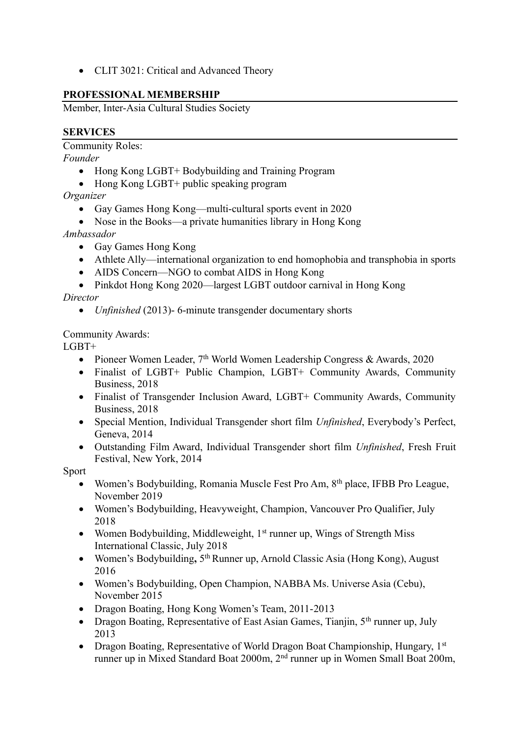- CLIT 3021: Critical and Advanced Theory

## PROFESSIONAL MEMBERSHIP

Member, Inter-Asia Cultural Studies Society

## SERVICES

Community Roles:

*Founder*

- Hong Kong LGBT+ Bodybuilding and Training Program
- Hong Kong LGBT+ public speaking program

*Organizer*

- Gay Games Hong Kong—multi-cultural sports event in 2020
- Nose in the Books—a private humanities library in Hong Kong

*Ambassador*

- Gay Games Hong Kong
- Athlete Ally—international organization to end homophobia and transphobia in sports
- AIDS Concern—NGO to combat AIDS in Hong Kong
- Pinkdot Hong Kong 2020—largest LGBT outdoor carnival in Hong Kong

*Director*

- *Unfinished* (2013)- 6-minute transgender documentary shorts

Community Awards:

LGBT+

- Pioneer Women Leader, 7th World Women Leadership Congress & Awards, 2020
- Finalist of LGBT+ Public Champion, LGBT+ Community Awards, Community Business, 2018
- Finalist of Transgender Inclusion Award, LGBT+ Community Awards, Community Business, 2018
- Special Mention, Individual Transgender short film *Unfinished*, Everybody's Perfect, Geneva, 2014
- Outstanding Film Award, Individual Transgender short film *Unfinished*, Fresh Fruit Festival, New York, 2014

Sport

- Women's Bodybuilding, Romania Muscle Fest Pro Am, 8th place, IFBB Pro League, November 2019
- Women's Bodybuilding, Heavyweight, Champion, Vancouver Pro Qualifier, July 2018
- Women Bodybuilding, Middleweight, 1st runner up, Wings of Strength Miss International Classic, July 2018
- Women's Bodybuilding**,** 5th Runner up, Arnold Classic Asia (Hong Kong), August 2016
- Women's Bodybuilding, Open Champion, NABBA Ms. Universe Asia (Cebu), November 2015
- Dragon Boating, Hong Kong Women's Team, 2011-2013
- Dragon Boating, Representative of East Asian Games, Tianjin, 5th runner up, July 2013
- Dragon Boating, Representative of World Dragon Boat Championship, Hungary, 1st runner up in Mixed Standard Boat 2000m, 2nd runner up in Women Small Boat 200m,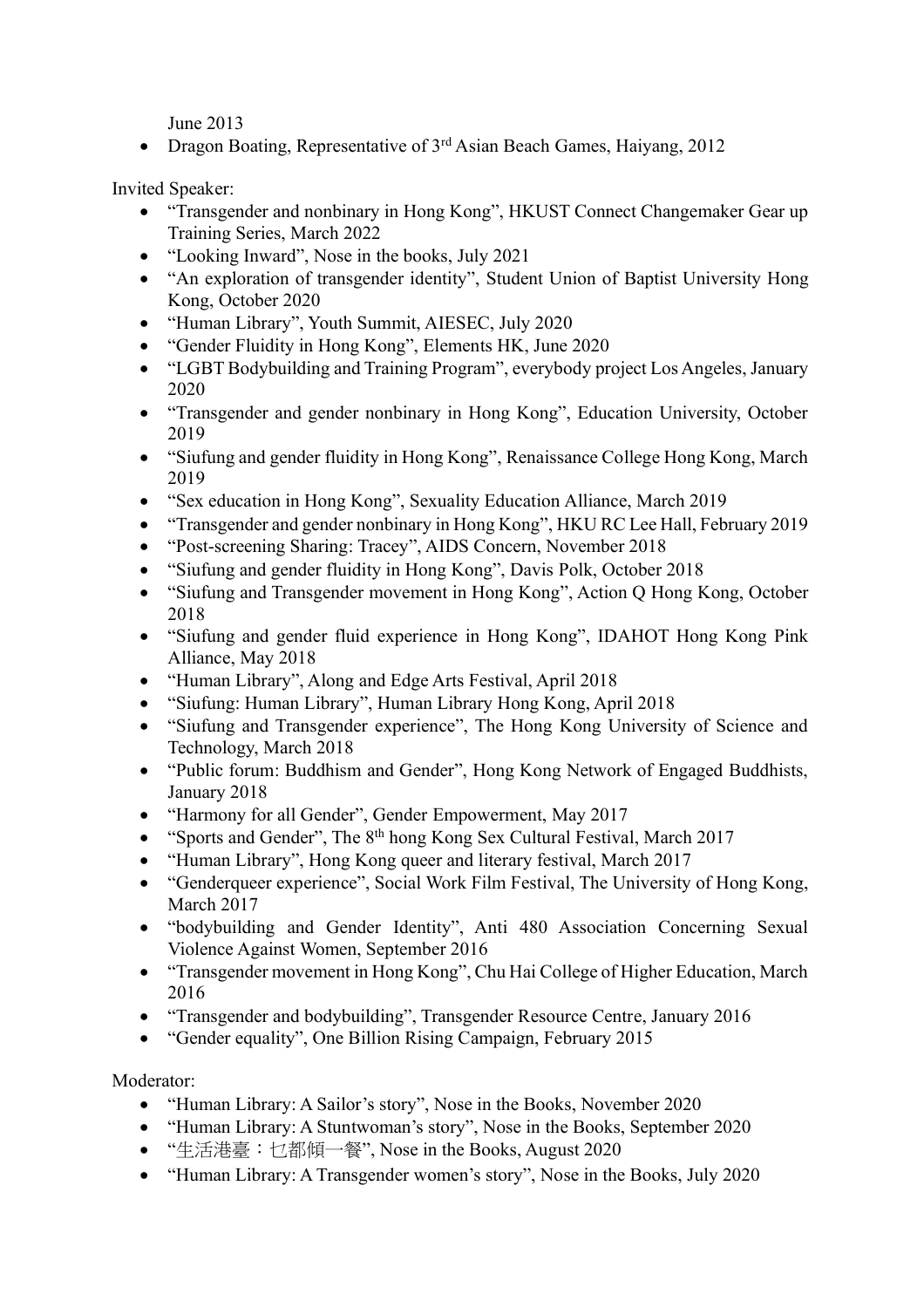June 2013

- Dragon Boating, Representative of 3rd Asian Beach Games, Haiyang, 2012

Invited Speaker:

- “Transgender and nonbinary in Hong Kong”, HKUST Connect Changemaker Gear up Training Series, March 2022
- “Looking Inward”, Nose in the books, July 2021
- “An exploration of transgender identity”, Student Union of Baptist University Hong Kong, October 2020
- “Human Library”, Youth Summit, AIESEC, July 2020
- “Gender Fluidity in Hong Kong”, Elements HK, June 2020
- “LGBT Bodybuilding and Training Program”, everybody project Los Angeles, January 2020
- “Transgender and gender nonbinary in Hong Kong”, Education University, October 2019
- “Siufung and gender fluidity in Hong Kong”, Renaissance College Hong Kong, March 2019
- “Sex education in Hong Kong”, Sexuality Education Alliance, March 2019
- “Transgender and gender nonbinary in Hong Kong”, HKU RC Lee Hall, February 2019
- “Post-screening Sharing: Tracey”, AIDS Concern, November 2018
- “Siufung and gender fluidity in Hong Kong”, Davis Polk, October 2018
- “Siufung and Transgender movement in Hong Kong”, Action Q Hong Kong, October 2018
- “Siufung and gender fluid experience in Hong Kong”, IDAHOT Hong Kong Pink Alliance, May 2018
- “Human Library”, Along and Edge Arts Festival, April 2018
- “Siufung: Human Library”, Human Library Hong Kong, April 2018
- “Siufung and Transgender experience”, The Hong Kong University of Science and Technology, March 2018
- “Public forum: Buddhism and Gender”, Hong Kong Network of Engaged Buddhists, January 2018
- “Harmony for all Gender”, Gender Empowerment, May 2017
- “Sports and Gender”, The 8th hong Kong Sex Cultural Festival, March 2017
- “Human Library”, Hong Kong queer and literary festival, March 2017
- “Genderqueer experience”, Social Work Film Festival, The University of Hong Kong, March 2017
- “bodybuilding and Gender Identity”, Anti 480 Association Concerning Sexual Violence Against Women, September 2016
- “Transgender movement in Hong Kong”, Chu Hai College of Higher Education, March 2016
- “Transgender and bodybuilding”, Transgender Resource Centre, January 2016
- “Gender equality”, One Billion Rising Campaign, February 2015

Moderator:

- “Human Library: A Sailor’s story”, Nose in the Books, November 2020
- “Human Library: A Stuntwoman’s story”, Nose in the Books, September 2020
- “生活港臺：乜都傾一餐”, Nose in the Books, August 2020
- “Human Library: A Transgender women’s story”, Nose in the Books, July 2020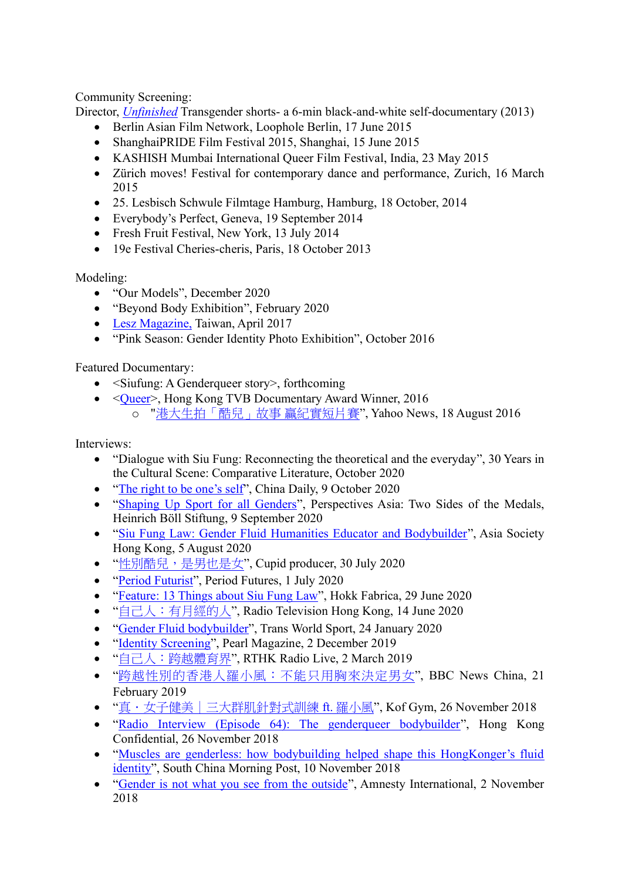Community Screening:

Director, *Unfinished* Transgender shorts- a 6-min black-and-white self-documentary (2013)

- Berlin Asian Film Network, Loophole Berlin, 17 June 2015
- ShanghaiPRIDE Film Festival 2015, Shanghai, 15 June 2015
- KASHISH Mumbai International Queer Film Festival, India, 23 May 2015
- Zürich moves! Festival for contemporary dance and performance, Zurich, 16 March 2015
- 25. Lesbisch Schwule Filmtage Hamburg, Hamburg, 18 October, 2014
- Everybody's Perfect, Geneva, 19 September 2014
- Fresh Fruit Festival, New York, 13 July 2014
- 19e Festival Cheries-cheris, Paris, 18 October 2013

Modeling:

- "Our Models", December 2020
- "Beyond Body Exhibition", February 2020
- Lesz Magazine, Taiwan, April 2017
- "Pink Season: Gender Identity Photo Exhibition", October 2016

Featured Documentary:

- <Siufung: A Genderqueer story>, forthcoming
- <Queer>, Hong Kong TVB Documentary Award Winner, 2016
  - "港大生拍「酷兒」故事 贏紀實短片賽", Yahoo News, 18 August 2016

Interviews:

- "Dialogue with Siu Fung: Reconnecting the theoretical and the everyday", 30 Years in the Cultural Scene: Comparative Literature, October 2020
- "The right to be one's self", China Daily, 9 October 2020
- "Shaping Up Sport for all Genders", Perspectives Asia: Two Sides of the Medals, Heinrich Böll Stiftung, 9 September 2020
- "Siu Fung Law: Gender Fluid Humanities Educator and Bodybuilder", Asia Society Hong Kong, 5 August 2020
- "性別酷兒，是男也是女", Cupid producer, 30 July 2020
- "Period Futurist", Period Futures, 1 July 2020
- "Feature: 13 Things about Siu Fung Law", Hokk Fabrica, 29 June 2020
- "自己人：有月經的人", Radio Television Hong Kong, 14 June 2020
- "Gender Fluid bodybuilder", Trans World Sport, 24 January 2020
- "Identity Screening", Pearl Magazine, 2 December 2019
- "自己人：跨越體育界", RTHK Radio Live, 2 March 2019
- "跨越性別的香港人羅小風：不能只用胸來決定男女", BBC News China, 21 February 2019
- "真・女子健美｜三大群肌針對式訓練 ft. 羅小風", Kof Gym, 26 November 2018
- "Radio Interview (Episode 64): The genderqueer bodybuilder", Hong Kong Confidential, 26 November 2018
- "Muscles are genderless: how bodybuilding helped shape this HongKonger's fluid identity", South China Morning Post, 10 November 2018
- "Gender is not what you see from the outside", Amnesty International, 2 November 2018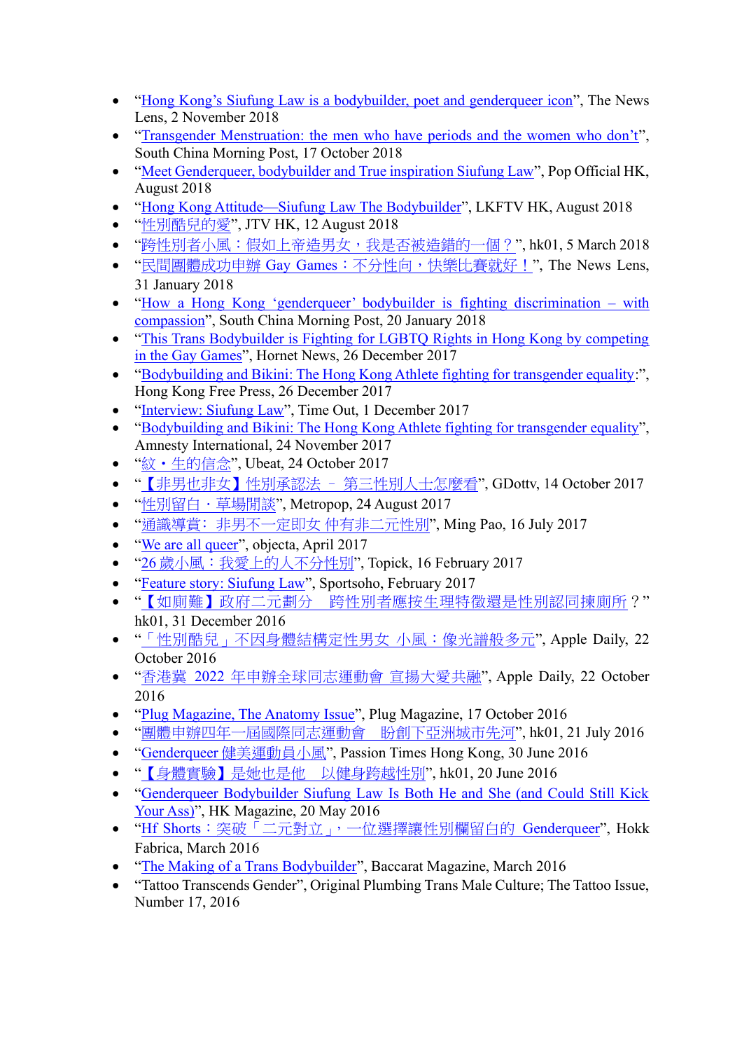- "Hong Kong's Siufung Law is a bodybuilder, poet and genderqueer icon", The News Lens, 2 November 2018
- "Transgender Menstruation: the men who have periods and the women who don't", South China Morning Post, 17 October 2018
- "Meet Genderqueer, bodybuilder and True inspiration Siufung Law", Pop Official HK, August 2018
- "Hong Kong Attitude—Siufung Law The Bodybuilder", LKFTV HK, August 2018
- "性別酷兒的愛", JTV HK, 12 August 2018
- "跨性別者小風：假如上帝造男女，我是否被造錯的一個？", hk01, 5 March 2018
- "民間團體成功申辦 Gay Games：不分性向，快樂比賽就好！", The News Lens, 31 January 2018
- "How a Hong Kong 'genderqueer' bodybuilder is fighting discrimination – with compassion", South China Morning Post, 20 January 2018
- "This Trans Bodybuilder is Fighting for LGBTQ Rights in Hong Kong by competing in the Gay Games", Hornet News, 26 December 2017
- "Bodybuilding and Bikini: The Hong Kong Athlete fighting for transgender equality:", Hong Kong Free Press, 26 December 2017
- "Interview: Siufung Law", Time Out, 1 December 2017
- "Bodybuilding and Bikini: The Hong Kong Athlete fighting for transgender equality", Amnesty International, 24 November 2017
- "紋・生的信念", Ubeat, 24 October 2017
- "【非男也非女】性別承認法 – 第三性別人士怎麼看", GDottv, 14 October 2017
- "性別留白・草場閒談", Metropop, 24 August 2017
- "通識導賞: 非男不一定即女 仲有非二元性別", Ming Pao, 16 July 2017
- "We are all queer", objecta, April 2017
- "26 歲小風：我愛上的人不分性別", Topick, 16 February 2017
- "Feature story: Siufung Law", Sportsoho, February 2017
- "【如廁難】政府二元劃分　跨性別者應按生理特徵還是性別認同揀廁所？" hk01, 31 December 2016
- "「性別酷兒」不因身體結構定性男女 小風：像光譜般多元", Apple Daily, 22 October 2016
- "香港冀 2022 年申辦全球同志運動會 宣揚大愛共融", Apple Daily, 22 October 2016
- "Plug Magazine, The Anatomy Issue", Plug Magazine, 17 October 2016
- "團體申辦四年一屆國際同志運動會　盼創下亞洲城市先河", hk01, 21 July 2016
- "Genderqueer 健美運動員小風", Passion Times Hong Kong, 30 June 2016
- "【身體實驗】是她也是他　以健身跨越性別", hk01, 20 June 2016
- "Genderqueer Bodybuilder Siufung Law Is Both He and She (and Could Still Kick Your Ass)", HK Magazine, 20 May 2016
- "Hf Shorts：突破「二元對立」，一位選擇讓性別欄留白的 Genderqueer", Hokk Fabrica, March 2016
- "The Making of a Trans Bodybuilder", Baccarat Magazine, March 2016
- "Tattoo Transcends Gender", Original Plumbing Trans Male Culture; The Tattoo Issue, Number 17, 2016